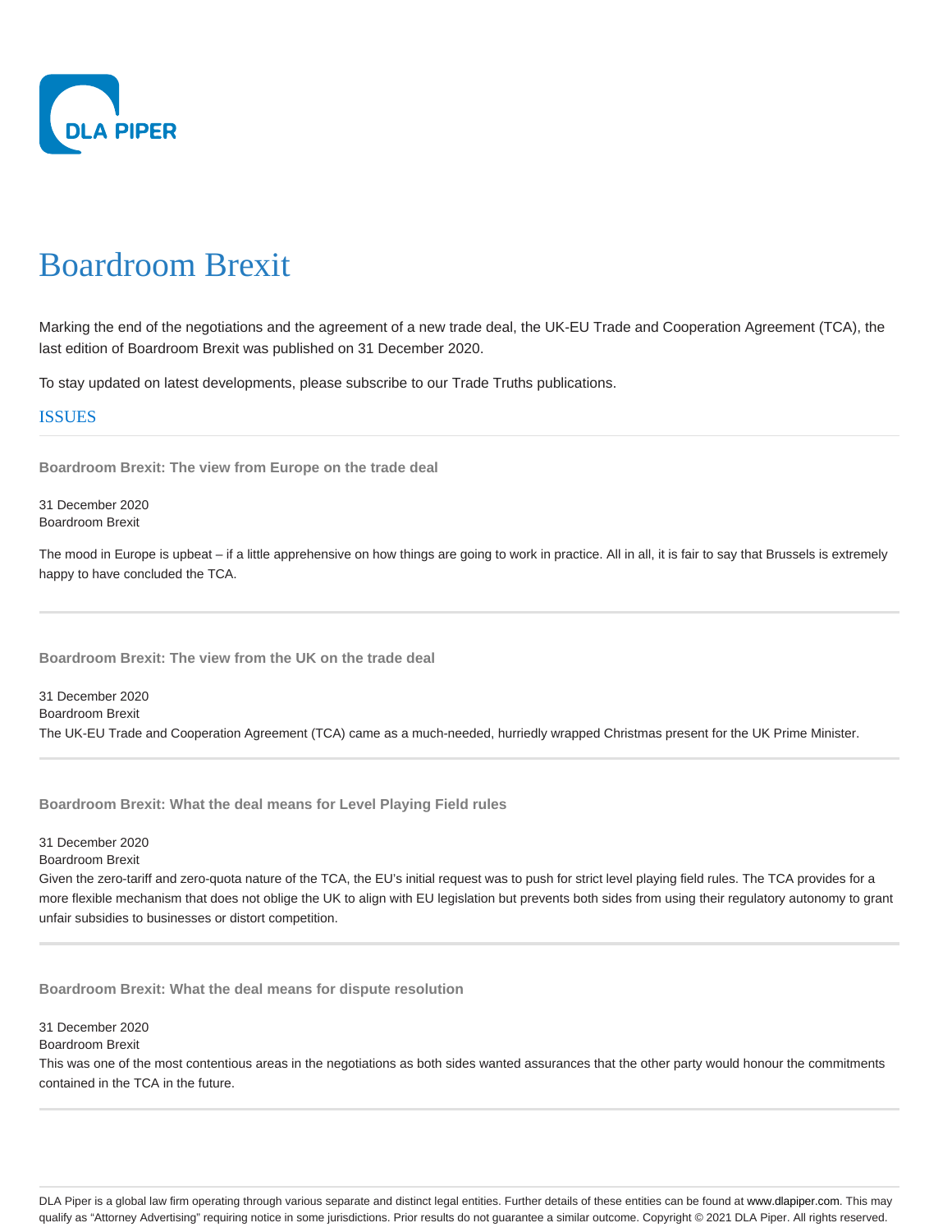# Boardroom Brexit

Marking the end of the negotiations and the agreement of a new trade deal, the UK-EU Trade and Cooperation Agreement (TCA), the last edition of Boardroom Brexit was published on 31 December 2020.

To stay updated on latest developments, please subscribe to our Trade Truths publications.

## ISSUES

### Boardroom Brexit: The view from Europe on the trade deal

31 December 2020
Boardroom Brexit

The mood in Europe is upbeat – if a little apprehensive on how things are going to work in practice. All in all, it is fair to say that Brussels is extremely happy to have concluded the TCA.

### Boardroom Brexit: The view from the UK on the trade deal

31 December 2020
Boardroom Brexit

The UK-EU Trade and Cooperation Agreement (TCA) came as a much-needed, hurriedly wrapped Christmas present for the UK Prime Minister.

### Boardroom Brexit: What the deal means for Level Playing Field rules

31 December 2020
Boardroom Brexit

Given the zero-tariff and zero-quota nature of the TCA, the EU's initial request was to push for strict level playing field rules. The TCA provides for a more flexible mechanism that does not oblige the UK to align with EU legislation but prevents both sides from using their regulatory autonomy to grant unfair subsidies to businesses or distort competition.

### Boardroom Brexit: What the deal means for dispute resolution

31 December 2020
Boardroom Brexit

This was one of the most contentious areas in the negotiations as both sides wanted assurances that the other party would honour the commitments contained in the TCA in the future.

DLA Piper is a global law firm operating through various separate and distinct legal entities. Further details of these entities can be found at www.dlapiper.com. This may qualify as "Attorney Advertising" requiring notice in some jurisdictions. Prior results do not guarantee a similar outcome. Copyright © 2021 DLA Piper. All rights reserved.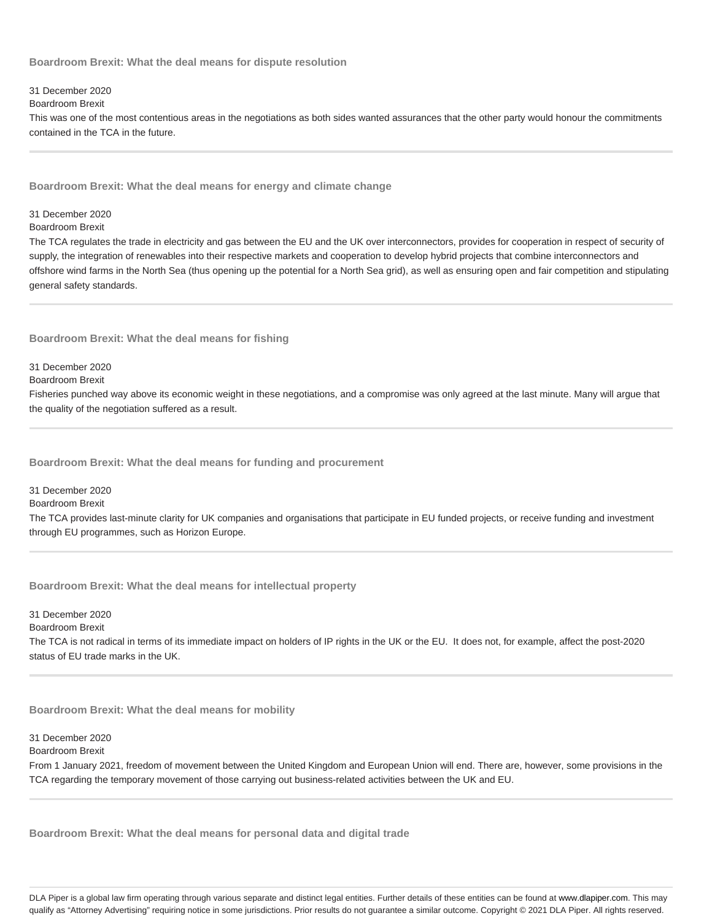### Boardroom Brexit: What the deal means for dispute resolution

31 December 2020

Boardroom Brexit

This was one of the most contentious areas in the negotiations as both sides wanted assurances that the other party would honour the commitments contained in the TCA in the future.

---

### Boardroom Brexit: What the deal means for energy and climate change

31 December 2020

Boardroom Brexit

The TCA regulates the trade in electricity and gas between the EU and the UK over interconnectors, provides for cooperation in respect of security of supply, the integration of renewables into their respective markets and cooperation to develop hybrid projects that combine interconnectors and offshore wind farms in the North Sea (thus opening up the potential for a North Sea grid), as well as ensuring open and fair competition and stipulating general safety standards.

---

### Boardroom Brexit: What the deal means for fishing

31 December 2020

Boardroom Brexit

Fisheries punched way above its economic weight in these negotiations, and a compromise was only agreed at the last minute. Many will argue that the quality of the negotiation suffered as a result.

---

### Boardroom Brexit: What the deal means for funding and procurement

31 December 2020

Boardroom Brexit

The TCA provides last-minute clarity for UK companies and organisations that participate in EU funded projects, or receive funding and investment through EU programmes, such as Horizon Europe.

---

### Boardroom Brexit: What the deal means for intellectual property

31 December 2020

Boardroom Brexit

The TCA is not radical in terms of its immediate impact on holders of IP rights in the UK or the EU. It does not, for example, affect the post-2020 status of EU trade marks in the UK.

---

### Boardroom Brexit: What the deal means for mobility

31 December 2020

Boardroom Brexit

From 1 January 2021, freedom of movement between the United Kingdom and European Union will end. There are, however, some provisions in the TCA regarding the temporary movement of those carrying out business-related activities between the UK and EU.

---

### Boardroom Brexit: What the deal means for personal data and digital trade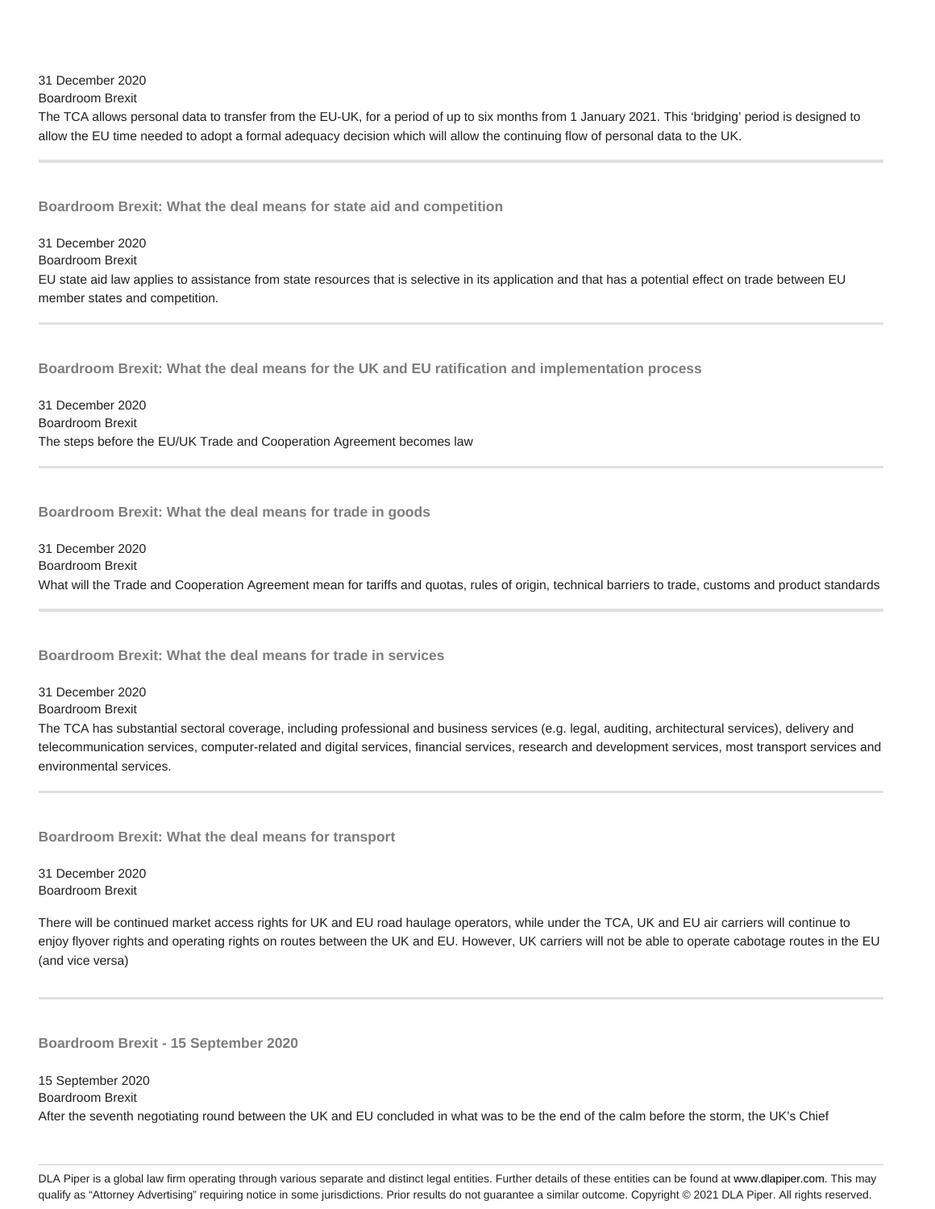31 December 2020

Boardroom Brexit

The TCA allows personal data to transfer from the EU-UK, for a period of up to six months from 1 January 2021. This 'bridging' period is designed to allow the EU time needed to adopt a formal adequacy decision which will allow the continuing flow of personal data to the UK.

---

### Boardroom Brexit: What the deal means for state aid and competition

31 December 2020

Boardroom Brexit

EU state aid law applies to assistance from state resources that is selective in its application and that has a potential effect on trade between EU member states and competition.

---

### Boardroom Brexit: What the deal means for the UK and EU ratification and implementation process

31 December 2020

Boardroom Brexit

The steps before the EU/UK Trade and Cooperation Agreement becomes law

---

### Boardroom Brexit: What the deal means for trade in goods

31 December 2020

Boardroom Brexit

What will the Trade and Cooperation Agreement mean for tariffs and quotas, rules of origin, technical barriers to trade, customs and product standards

---

### Boardroom Brexit: What the deal means for trade in services

31 December 2020

Boardroom Brexit

The TCA has substantial sectoral coverage, including professional and business services (e.g. legal, auditing, architectural services), delivery and telecommunication services, computer-related and digital services, financial services, research and development services, most transport services and environmental services.

---

### Boardroom Brexit: What the deal means for transport

31 December 2020

Boardroom Brexit

There will be continued market access rights for UK and EU road haulage operators, while under the TCA, UK and EU air carriers will continue to enjoy flyover rights and operating rights on routes between the UK and EU. However, UK carriers will not be able to operate cabotage routes in the EU (and vice versa)

---

### Boardroom Brexit - 15 September 2020

15 September 2020

Boardroom Brexit

After the seventh negotiating round between the UK and EU concluded in what was to be the end of the calm before the storm, the UK's Chief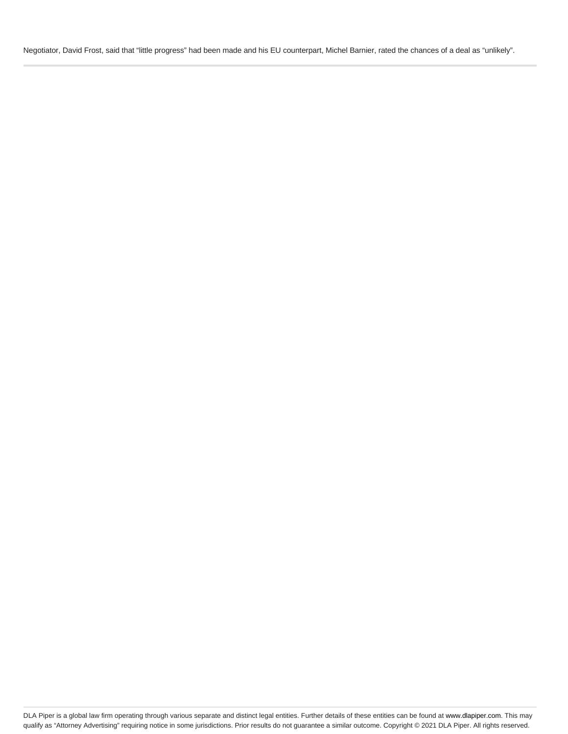Negotiator, David Frost, said that "little progress" had been made and his EU counterpart, Michel Barnier, rated the chances of a deal as "unlikely".

DLA Piper is a global law firm operating through various separate and distinct legal entities. Further details of these entities can be found at www.dlapiper.com. This may qualify as "Attorney Advertising" requiring notice in some jurisdictions. Prior results do not guarantee a similar outcome. Copyright © 2021 DLA Piper. All rights reserved.